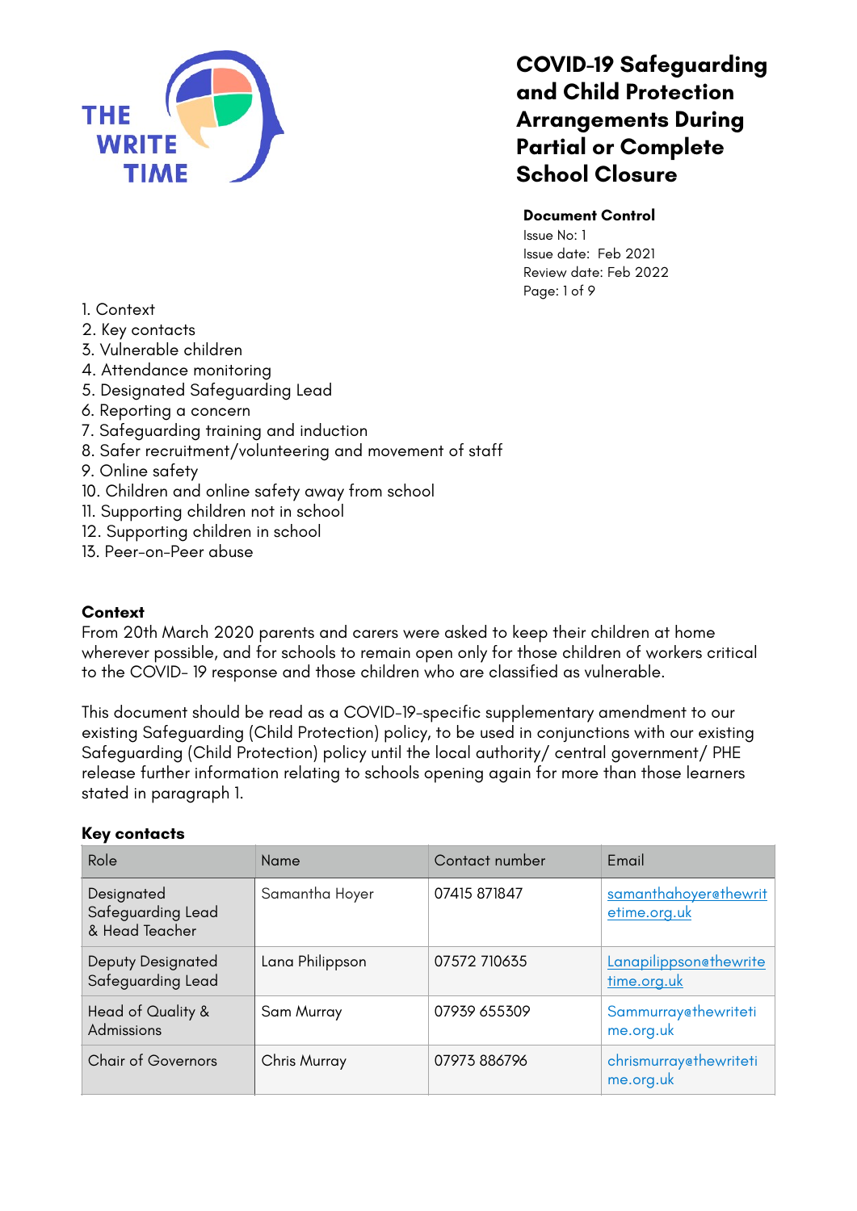THE WRITE TIME

# COVID-19 Safeguarding and Child Protection Arrangements During Partial or Complete School Closure

**Document Control**
Issue No: 1
Issue date: Feb 2021
Review date: Feb 2022

1. Context
2. Key contacts
3. Vulnerable children
4. Attendance monitoring
5. Designated Safeguarding Lead
6. Reporting a concern
7. Safeguarding training and induction
8. Safer recruitment/volunteering and movement of staff
9. Online safety
10. Children and online safety away from school
11. Supporting children not in school
12. Supporting children in school
13. Peer-on-Peer abuse

## Context

From 20th March 2020 parents and carers were asked to keep their children at home wherever possible, and for schools to remain open only for those children of workers critical to the COVID- 19 response and those children who are classified as vulnerable.

This document should be read as a COVID-19-specific supplementary amendment to our existing Safeguarding (Child Protection) policy, to be used in conjunctions with our existing Safeguarding (Child Protection) policy until the local authority/ central government/ PHE release further information relating to schools opening again for more than those learners stated in paragraph 1.

## Key contacts

| Role | Name | Contact number | Email |
|---|---|---|---|
| Designated Safeguarding Lead & Head Teacher | Samantha Hoyer | 07415 871847 | samanthahoyer@thewritetime.org.uk |
| Deputy Designated Safeguarding Lead | Lana Philippson | 07572 710635 | Lanapilippson@thewritetime.org.uk |
| Head of Quality & Admissions | Sam Murray | 07939 655309 | Sammurray@thewritetime.org.uk |
| Chair of Governors | Chris Murray | 07973 886796 | chrismurray@thewritetime.org.uk |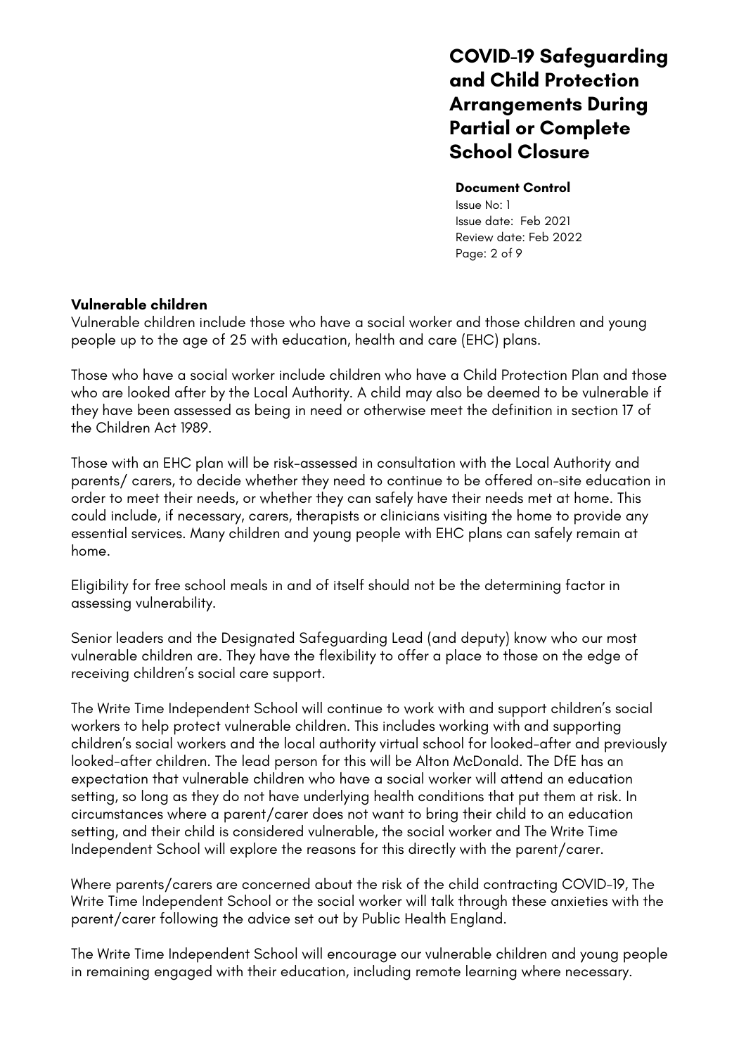## Vulnerable children

Vulnerable children include those who have a social worker and those children and young people up to the age of 25 with education, health and care (EHC) plans.

Those who have a social worker include children who have a Child Protection Plan and those who are looked after by the Local Authority. A child may also be deemed to be vulnerable if they have been assessed as being in need or otherwise meet the definition in section 17 of the Children Act 1989.

Those with an EHC plan will be risk-assessed in consultation with the Local Authority and parents/ carers, to decide whether they need to continue to be offered on-site education in order to meet their needs, or whether they can safely have their needs met at home. This could include, if necessary, carers, therapists or clinicians visiting the home to provide any essential services. Many children and young people with EHC plans can safely remain at home.

Eligibility for free school meals in and of itself should not be the determining factor in assessing vulnerability.

Senior leaders and the Designated Safeguarding Lead (and deputy) know who our most vulnerable children are. They have the flexibility to offer a place to those on the edge of receiving children's social care support.

The Write Time Independent School will continue to work with and support children's social workers to help protect vulnerable children. This includes working with and supporting children's social workers and the local authority virtual school for looked-after and previously looked-after children. The lead person for this will be Alton McDonald. The DfE has an expectation that vulnerable children who have a social worker will attend an education setting, so long as they do not have underlying health conditions that put them at risk. In circumstances where a parent/carer does not want to bring their child to an education setting, and their child is considered vulnerable, the social worker and The Write Time Independent School will explore the reasons for this directly with the parent/carer.

Where parents/carers are concerned about the risk of the child contracting COVID-19, The Write Time Independent School or the social worker will talk through these anxieties with the parent/carer following the advice set out by Public Health England.

The Write Time Independent School will encourage our vulnerable children and young people in remaining engaged with their education, including remote learning where necessary.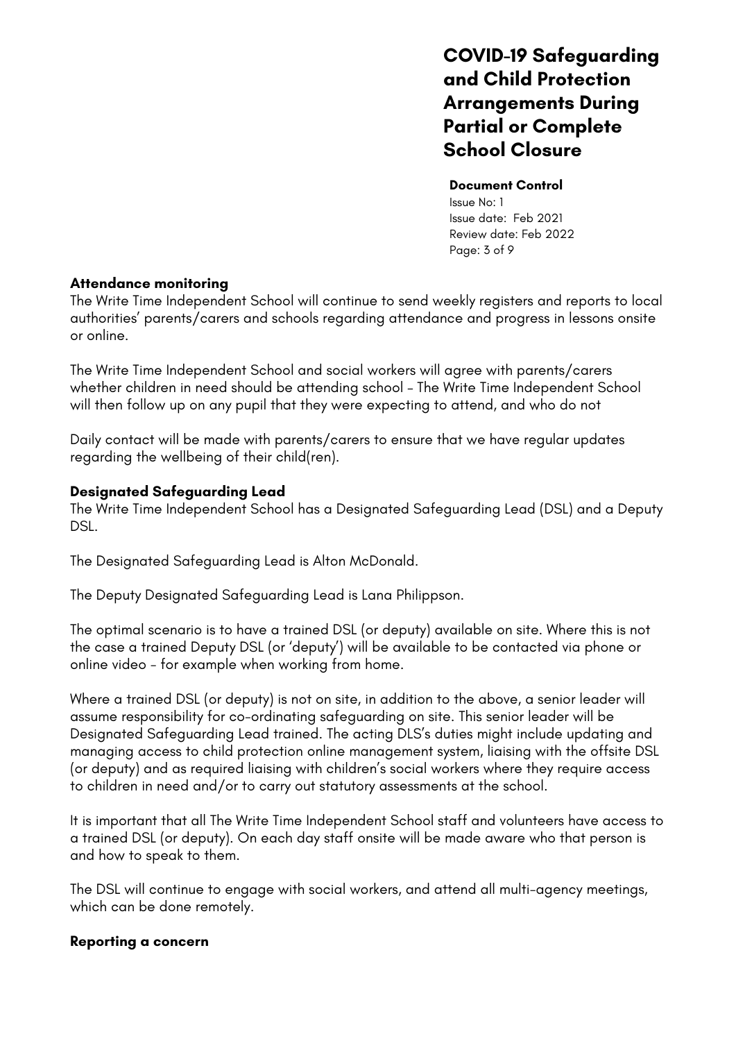**Attendance monitoring**

The Write Time Independent School will continue to send weekly registers and reports to local authorities' parents/carers and schools regarding attendance and progress in lessons onsite or online.

The Write Time Independent School and social workers will agree with parents/carers whether children in need should be attending school – The Write Time Independent School will then follow up on any pupil that they were expecting to attend, and who do not

Daily contact will be made with parents/carers to ensure that we have regular updates regarding the wellbeing of their child(ren).

**Designated Safeguarding Lead**

The Write Time Independent School has a Designated Safeguarding Lead (DSL) and a Deputy DSL.

The Designated Safeguarding Lead is Alton McDonald.

The Deputy Designated Safeguarding Lead is Lana Philippson.

The optimal scenario is to have a trained DSL (or deputy) available on site. Where this is not the case a trained Deputy DSL (or 'deputy') will be available to be contacted via phone or online video – for example when working from home.

Where a trained DSL (or deputy) is not on site, in addition to the above, a senior leader will assume responsibility for co-ordinating safeguarding on site. This senior leader will be Designated Safeguarding Lead trained. The acting DLS's duties might include updating and managing access to child protection online management system, liaising with the offsite DSL (or deputy) and as required liaising with children's social workers where they require access to children in need and/or to carry out statutory assessments at the school.

It is important that all The Write Time Independent School staff and volunteers have access to a trained DSL (or deputy). On each day staff onsite will be made aware who that person is and how to speak to them.

The DSL will continue to engage with social workers, and attend all multi-agency meetings, which can be done remotely.

**Reporting a concern**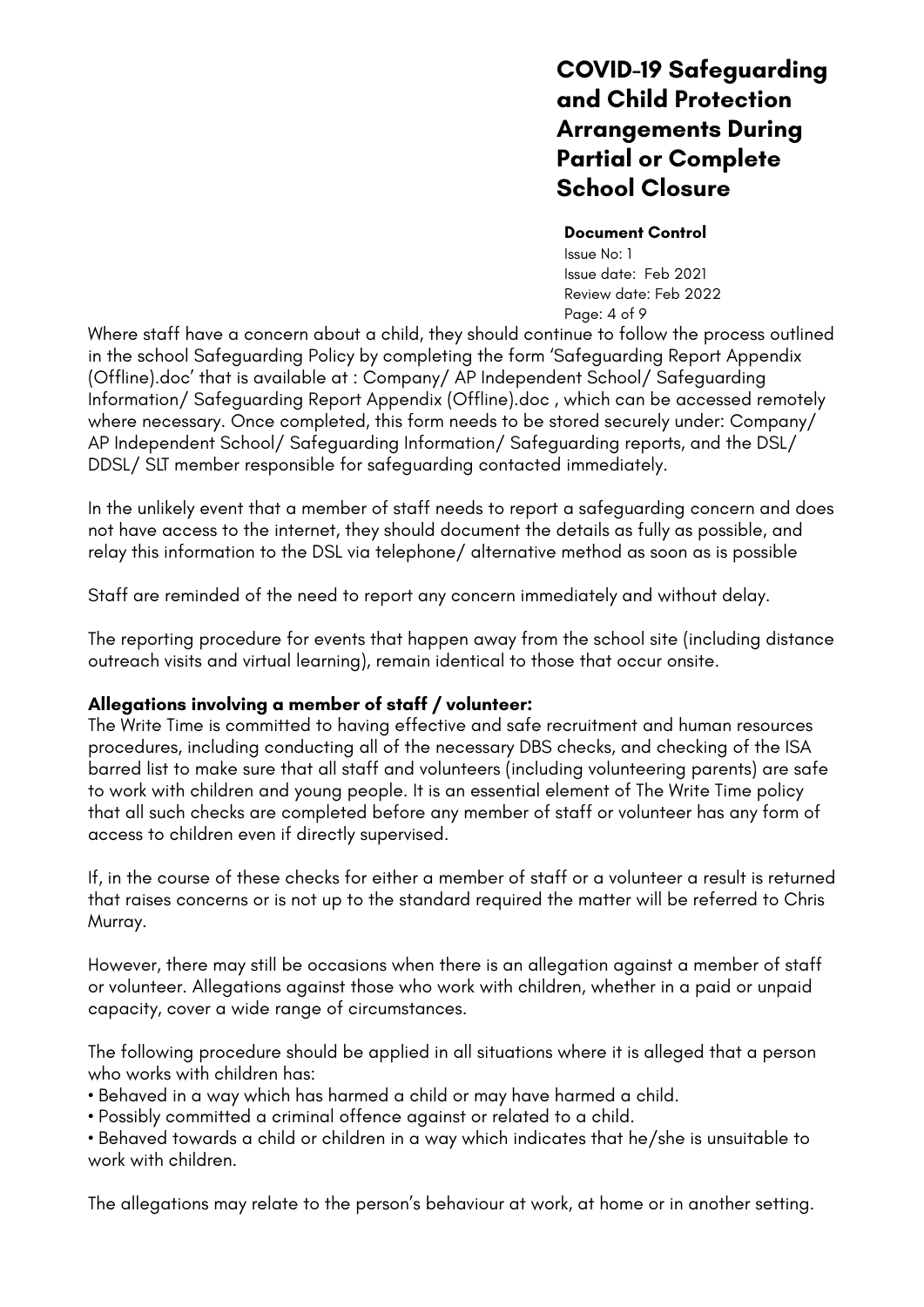Where staff have a concern about a child, they should continue to follow the process outlined in the school Safeguarding Policy by completing the form 'Safeguarding Report Appendix (Offline).doc' that is available at : Company/ AP Independent School/ Safeguarding Information/ Safeguarding Report Appendix (Offline).doc , which can be accessed remotely where necessary. Once completed, this form needs to be stored securely under: Company/ AP Independent School/ Safeguarding Information/ Safeguarding reports, and the DSL/ DDSL/ SLT member responsible for safeguarding contacted immediately.

In the unlikely event that a member of staff needs to report a safeguarding concern and does not have access to the internet, they should document the details as fully as possible, and relay this information to the DSL via telephone/ alternative method as soon as is possible

Staff are reminded of the need to report any concern immediately and without delay.

The reporting procedure for events that happen away from the school site (including distance outreach visits and virtual learning), remain identical to those that occur onsite.

**Allegations involving a member of staff / volunteer:**

The Write Time is committed to having effective and safe recruitment and human resources procedures, including conducting all of the necessary DBS checks, and checking of the ISA barred list to make sure that all staff and volunteers (including volunteering parents) are safe to work with children and young people. It is an essential element of The Write Time policy that all such checks are completed before any member of staff or volunteer has any form of access to children even if directly supervised.

If, in the course of these checks for either a member of staff or a volunteer a result is returned that raises concerns or is not up to the standard required the matter will be referred to Chris Murray.

However, there may still be occasions when there is an allegation against a member of staff or volunteer. Allegations against those who work with children, whether in a paid or unpaid capacity, cover a wide range of circumstances.

The following procedure should be applied in all situations where it is alleged that a person who works with children has:

- Behaved in a way which has harmed a child or may have harmed a child.
- Possibly committed a criminal offence against or related to a child.
- Behaved towards a child or children in a way which indicates that he/she is unsuitable to work with children.

The allegations may relate to the person's behaviour at work, at home or in another setting.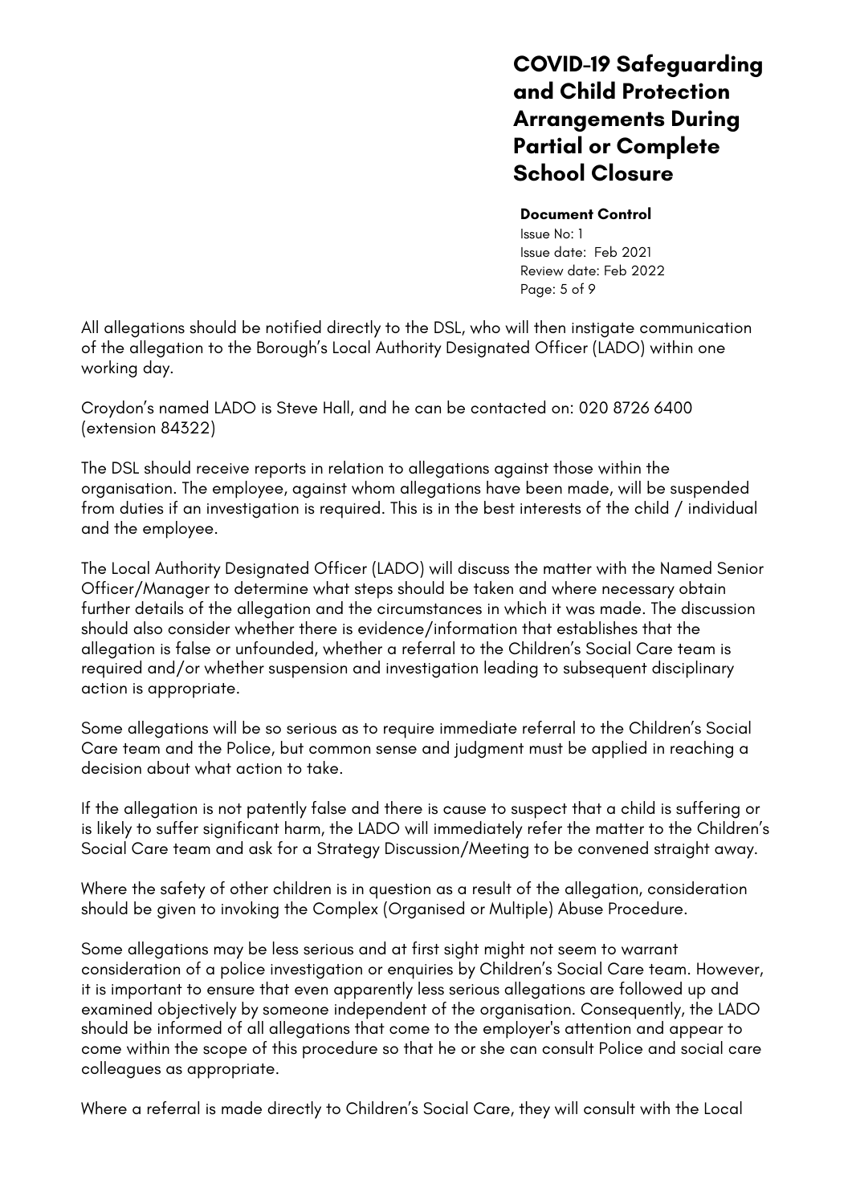All allegations should be notified directly to the DSL, who will then instigate communication of the allegation to the Borough's Local Authority Designated Officer (LADO) within one working day.

Croydon's named LADO is Steve Hall, and he can be contacted on: 020 8726 6400 (extension 84322)

The DSL should receive reports in relation to allegations against those within the organisation. The employee, against whom allegations have been made, will be suspended from duties if an investigation is required. This is in the best interests of the child / individual and the employee.

The Local Authority Designated Officer (LADO) will discuss the matter with the Named Senior Officer/Manager to determine what steps should be taken and where necessary obtain further details of the allegation and the circumstances in which it was made. The discussion should also consider whether there is evidence/information that establishes that the allegation is false or unfounded, whether a referral to the Children's Social Care team is required and/or whether suspension and investigation leading to subsequent disciplinary action is appropriate.

Some allegations will be so serious as to require immediate referral to the Children's Social Care team and the Police, but common sense and judgment must be applied in reaching a decision about what action to take.

If the allegation is not patently false and there is cause to suspect that a child is suffering or is likely to suffer significant harm, the LADO will immediately refer the matter to the Children's Social Care team and ask for a Strategy Discussion/Meeting to be convened straight away.

Where the safety of other children is in question as a result of the allegation, consideration should be given to invoking the Complex (Organised or Multiple) Abuse Procedure.

Some allegations may be less serious and at first sight might not seem to warrant consideration of a police investigation or enquiries by Children's Social Care team. However, it is important to ensure that even apparently less serious allegations are followed up and examined objectively by someone independent of the organisation. Consequently, the LADO should be informed of all allegations that come to the employer's attention and appear to come within the scope of this procedure so that he or she can consult Police and social care colleagues as appropriate.

Where a referral is made directly to Children's Social Care, they will consult with the Local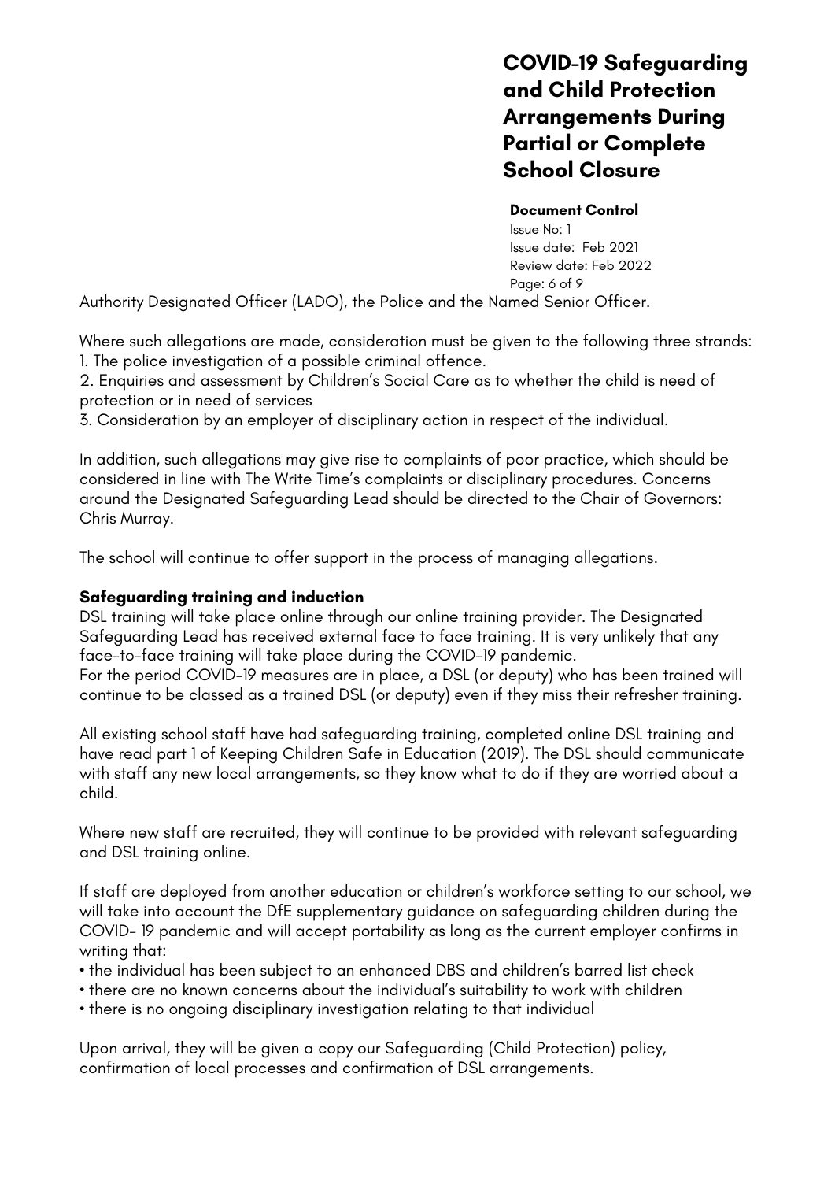Authority Designated Officer (LADO), the Police and the Named Senior Officer.

Where such allegations are made, consideration must be given to the following three strands:
1. The police investigation of a possible criminal offence.
2. Enquiries and assessment by Children's Social Care as to whether the child is need of protection or in need of services
3. Consideration by an employer of disciplinary action in respect of the individual.

In addition, such allegations may give rise to complaints of poor practice, which should be considered in line with The Write Time's complaints or disciplinary procedures. Concerns around the Designated Safeguarding Lead should be directed to the Chair of Governors: Chris Murray.

The school will continue to offer support in the process of managing allegations.

**Safeguarding training and induction**

DSL training will take place online through our online training provider. The Designated Safeguarding Lead has received external face to face training. It is very unlikely that any face-to-face training will take place during the COVID-19 pandemic.
For the period COVID-19 measures are in place, a DSL (or deputy) who has been trained will continue to be classed as a trained DSL (or deputy) even if they miss their refresher training.

All existing school staff have had safeguarding training, completed online DSL training and have read part 1 of Keeping Children Safe in Education (2019). The DSL should communicate with staff any new local arrangements, so they know what to do if they are worried about a child.

Where new staff are recruited, they will continue to be provided with relevant safeguarding and DSL training online.

If staff are deployed from another education or children's workforce setting to our school, we will take into account the DfE supplementary guidance on safeguarding children during the COVID- 19 pandemic and will accept portability as long as the current employer confirms in writing that:

- the individual has been subject to an enhanced DBS and children's barred list check
- there are no known concerns about the individual's suitability to work with children
- there is no ongoing disciplinary investigation relating to that individual

Upon arrival, they will be given a copy our Safeguarding (Child Protection) policy, confirmation of local processes and confirmation of DSL arrangements.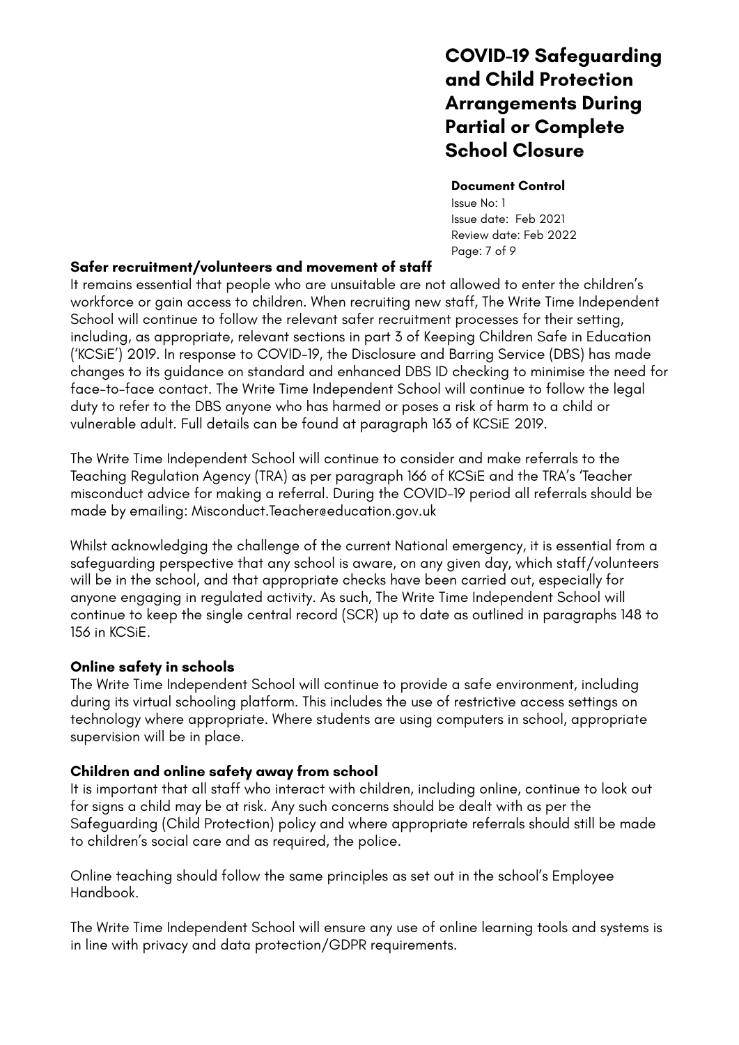## Safer recruitment/volunteers and movement of staff

It remains essential that people who are unsuitable are not allowed to enter the children's workforce or gain access to children. When recruiting new staff, The Write Time Independent School will continue to follow the relevant safer recruitment processes for their setting, including, as appropriate, relevant sections in part 3 of Keeping Children Safe in Education ('KCSiE') 2019. In response to COVID-19, the Disclosure and Barring Service (DBS) has made changes to its guidance on standard and enhanced DBS ID checking to minimise the need for face-to-face contact. The Write Time Independent School will continue to follow the legal duty to refer to the DBS anyone who has harmed or poses a risk of harm to a child or vulnerable adult. Full details can be found at paragraph 163 of KCSiE 2019.

The Write Time Independent School will continue to consider and make referrals to the Teaching Regulation Agency (TRA) as per paragraph 166 of KCSiE and the TRA's 'Teacher misconduct advice for making a referral. During the COVID-19 period all referrals should be made by emailing: Misconduct.Teacher@education.gov.uk

Whilst acknowledging the challenge of the current National emergency, it is essential from a safeguarding perspective that any school is aware, on any given day, which staff/volunteers will be in the school, and that appropriate checks have been carried out, especially for anyone engaging in regulated activity. As such, The Write Time Independent School will continue to keep the single central record (SCR) up to date as outlined in paragraphs 148 to 156 in KCSiE.

## Online safety in schools

The Write Time Independent School will continue to provide a safe environment, including during its virtual schooling platform. This includes the use of restrictive access settings on technology where appropriate. Where students are using computers in school, appropriate supervision will be in place.

## Children and online safety away from school

It is important that all staff who interact with children, including online, continue to look out for signs a child may be at risk. Any such concerns should be dealt with as per the Safeguarding (Child Protection) policy and where appropriate referrals should still be made to children's social care and as required, the police.

Online teaching should follow the same principles as set out in the school's Employee Handbook.

The Write Time Independent School will ensure any use of online learning tools and systems is in line with privacy and data protection/GDPR requirements.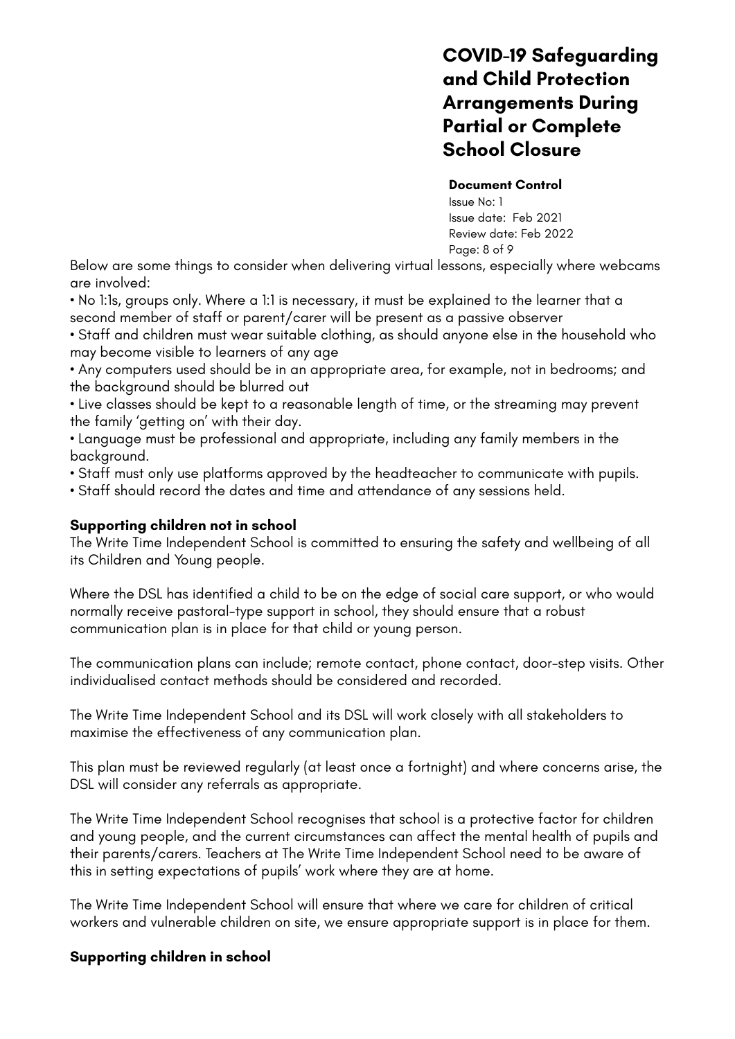Below are some things to consider when delivering virtual lessons, especially where webcams are involved:

- No 1:1s, groups only. Where a 1:1 is necessary, it must be explained to the learner that a second member of staff or parent/carer will be present as a passive observer
- Staff and children must wear suitable clothing, as should anyone else in the household who may become visible to learners of any age
- Any computers used should be in an appropriate area, for example, not in bedrooms; and the background should be blurred out
- Live classes should be kept to a reasonable length of time, or the streaming may prevent the family 'getting on' with their day.
- Language must be professional and appropriate, including any family members in the background.
- Staff must only use platforms approved by the headteacher to communicate with pupils.
- Staff should record the dates and time and attendance of any sessions held.

### Supporting children not in school

The Write Time Independent School is committed to ensuring the safety and wellbeing of all its Children and Young people.

Where the DSL has identified a child to be on the edge of social care support, or who would normally receive pastoral-type support in school, they should ensure that a robust communication plan is in place for that child or young person.

The communication plans can include; remote contact, phone contact, door-step visits. Other individualised contact methods should be considered and recorded.

The Write Time Independent School and its DSL will work closely with all stakeholders to maximise the effectiveness of any communication plan.

This plan must be reviewed regularly (at least once a fortnight) and where concerns arise, the DSL will consider any referrals as appropriate.

The Write Time Independent School recognises that school is a protective factor for children and young people, and the current circumstances can affect the mental health of pupils and their parents/carers. Teachers at The Write Time Independent School need to be aware of this in setting expectations of pupils' work where they are at home.

The Write Time Independent School will ensure that where we care for children of critical workers and vulnerable children on site, we ensure appropriate support is in place for them.

### Supporting children in school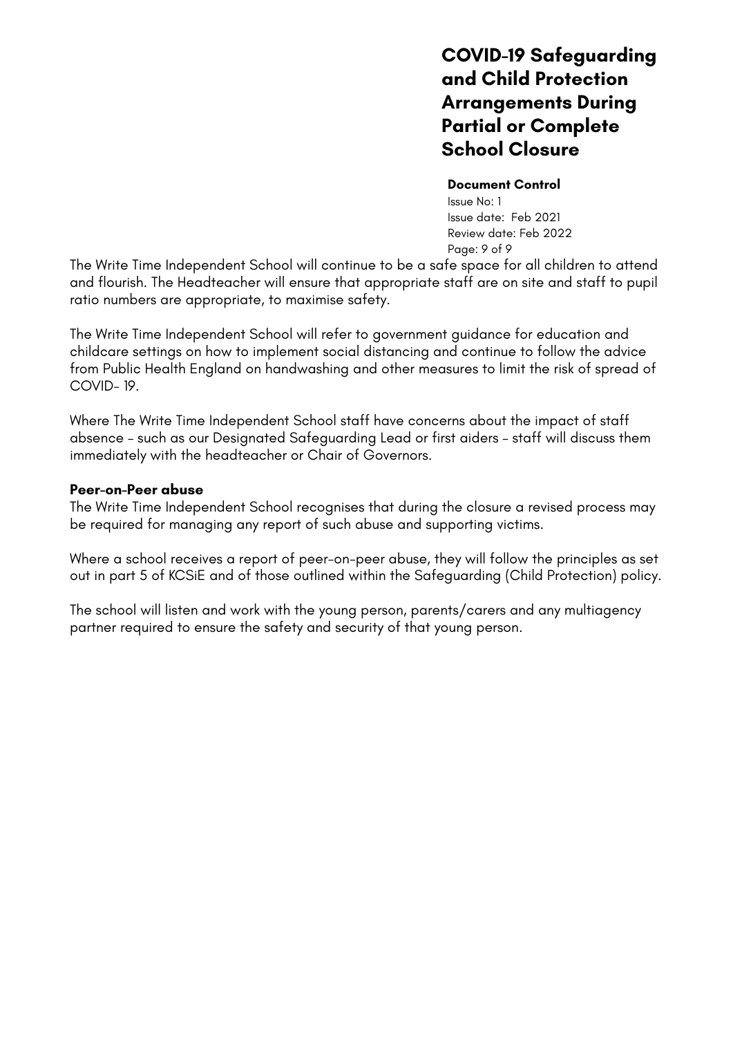The Write Time Independent School will continue to be a safe space for all children to attend and flourish. The Headteacher will ensure that appropriate staff are on site and staff to pupil ratio numbers are appropriate, to maximise safety.

The Write Time Independent School will refer to government guidance for education and childcare settings on how to implement social distancing and continue to follow the advice from Public Health England on handwashing and other measures to limit the risk of spread of COVID- 19.

Where The Write Time Independent School staff have concerns about the impact of staff absence - such as our Designated Safeguarding Lead or first aiders - staff will discuss them immediately with the headteacher or Chair of Governors.

**Peer-on-Peer abuse**

The Write Time Independent School recognises that during the closure a revised process may be required for managing any report of such abuse and supporting victims.

Where a school receives a report of peer-on-peer abuse, they will follow the principles as set out in part 5 of KCSiE and of those outlined within the Safeguarding (Child Protection) policy.

The school will listen and work with the young person, parents/carers and any multiagency partner required to ensure the safety and security of that young person.